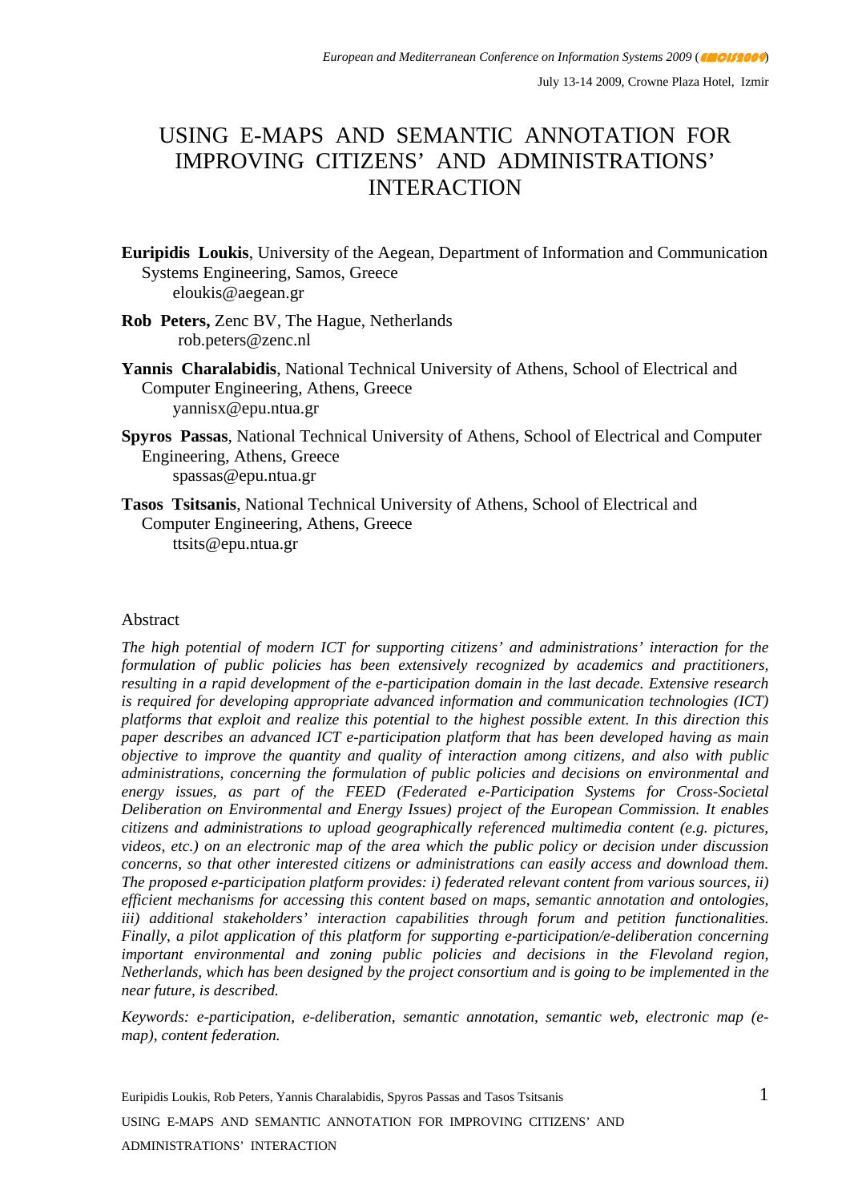# USING E-MAPS AND SEMANTIC ANNOTATION FOR IMPROVING CITIZENS' AND ADMINISTRATIONS' INTERACTION

**Euripidis Loukis**, University of the Aegean, Department of Information and Communication Systems Engineering, Samos, Greece
eloukis@aegean.gr

**Rob Peters,** Zenc BV, The Hague, Netherlands
rob.peters@zenc.nl

**Yannis Charalabidis**, National Technical University of Athens, School of Electrical and Computer Engineering, Athens, Greece
yannisx@epu.ntua.gr

**Spyros Passas**, National Technical University of Athens, School of Electrical and Computer Engineering, Athens, Greece
spassas@epu.ntua.gr

**Tasos Tsitsanis**, National Technical University of Athens, School of Electrical and Computer Engineering, Athens, Greece
ttsits@epu.ntua.gr

## Abstract

*The high potential of modern ICT for supporting citizens' and administrations' interaction for the formulation of public policies has been extensively recognized by academics and practitioners, resulting in a rapid development of the e-participation domain in the last decade. Extensive research is required for developing appropriate advanced information and communication technologies (ICT) platforms that exploit and realize this potential to the highest possible extent. In this direction this paper describes an advanced ICT e-participation platform that has been developed having as main objective to improve the quantity and quality of interaction among citizens, and also with public administrations, concerning the formulation of public policies and decisions on environmental and energy issues, as part of the FEED (Federated e-Participation Systems for Cross-Societal Deliberation on Environmental and Energy Issues) project of the European Commission. It enables citizens and administrations to upload geographically referenced multimedia content (e.g. pictures, videos, etc.) on an electronic map of the area which the public policy or decision under discussion concerns, so that other interested citizens or administrations can easily access and download them. The proposed e-participation platform provides: i) federated relevant content from various sources, ii) efficient mechanisms for accessing this content based on maps, semantic annotation and ontologies, iii) additional stakeholders' interaction capabilities through forum and petition functionalities. Finally, a pilot application of this platform for supporting e-participation/e-deliberation concerning important environmental and zoning public policies and decisions in the Flevoland region, Netherlands, which has been designed by the project consortium and is going to be implemented in the near future, is described.*

*Keywords: e-participation, e-deliberation, semantic annotation, semantic web, electronic map (e-map), content federation.*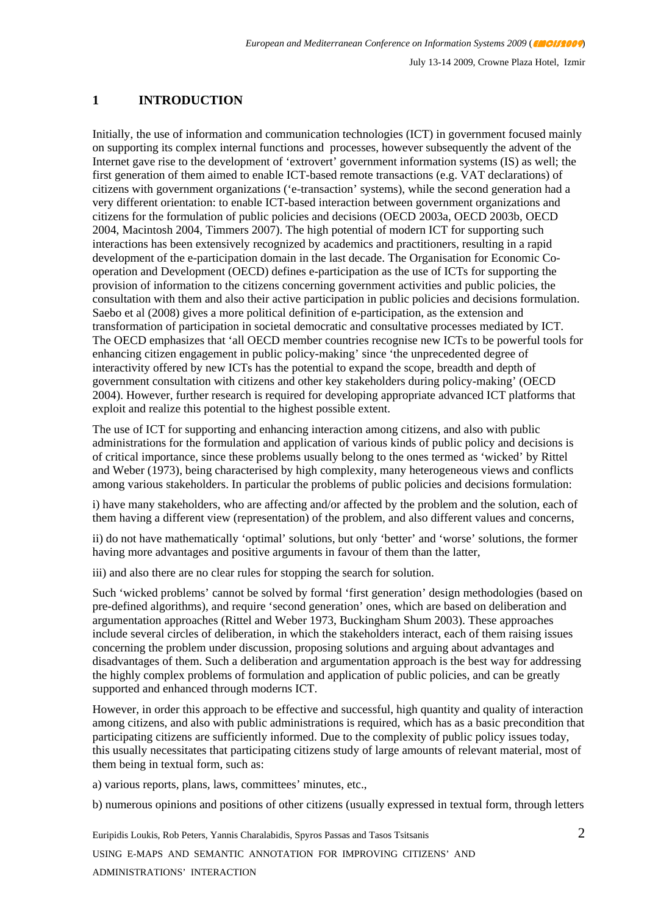# 1 INTRODUCTION

Initially, the use of information and communication technologies (ICT) in government focused mainly on supporting its complex internal functions and processes, however subsequently the advent of the Internet gave rise to the development of 'extrovert' government information systems (IS) as well; the first generation of them aimed to enable ICT-based remote transactions (e.g. VAT declarations) of citizens with government organizations ('e-transaction' systems), while the second generation had a very different orientation: to enable ICT-based interaction between government organizations and citizens for the formulation of public policies and decisions (OECD 2003a, OECD 2003b, OECD 2004, Macintosh 2004, Timmers 2007). The high potential of modern ICT for supporting such interactions has been extensively recognized by academics and practitioners, resulting in a rapid development of the e-participation domain in the last decade. The Organisation for Economic Co-operation and Development (OECD) defines e-participation as the use of ICTs for supporting the provision of information to the citizens concerning government activities and public policies, the consultation with them and also their active participation in public policies and decisions formulation. Saebo et al (2008) gives a more political definition of e-participation, as the extension and transformation of participation in societal democratic and consultative processes mediated by ICT. The OECD emphasizes that 'all OECD member countries recognise new ICTs to be powerful tools for enhancing citizen engagement in public policy-making' since 'the unprecedented degree of interactivity offered by new ICTs has the potential to expand the scope, breadth and depth of government consultation with citizens and other key stakeholders during policy-making' (OECD 2004). However, further research is required for developing appropriate advanced ICT platforms that exploit and realize this potential to the highest possible extent.

The use of ICT for supporting and enhancing interaction among citizens, and also with public administrations for the formulation and application of various kinds of public policy and decisions is of critical importance, since these problems usually belong to the ones termed as 'wicked' by Rittel and Weber (1973), being characterised by high complexity, many heterogeneous views and conflicts among various stakeholders. In particular the problems of public policies and decisions formulation:

i) have many stakeholders, who are affecting and/or affected by the problem and the solution, each of them having a different view (representation) of the problem, and also different values and concerns,

ii) do not have mathematically 'optimal' solutions, but only 'better' and 'worse' solutions, the former having more advantages and positive arguments in favour of them than the latter,

iii) and also there are no clear rules for stopping the search for solution.

Such 'wicked problems' cannot be solved by formal 'first generation' design methodologies (based on pre-defined algorithms), and require 'second generation' ones, which are based on deliberation and argumentation approaches (Rittel and Weber 1973, Buckingham Shum 2003). These approaches include several circles of deliberation, in which the stakeholders interact, each of them raising issues concerning the problem under discussion, proposing solutions and arguing about advantages and disadvantages of them. Such a deliberation and argumentation approach is the best way for addressing the highly complex problems of formulation and application of public policies, and can be greatly supported and enhanced through moderns ICT.

However, in order this approach to be effective and successful, high quantity and quality of interaction among citizens, and also with public administrations is required, which has as a basic precondition that participating citizens are sufficiently informed. Due to the complexity of public policy issues today, this usually necessitates that participating citizens study of large amounts of relevant material, most of them being in textual form, such as:

a) various reports, plans, laws, committees' minutes, etc.,

b) numerous opinions and positions of other citizens (usually expressed in textual form, through letters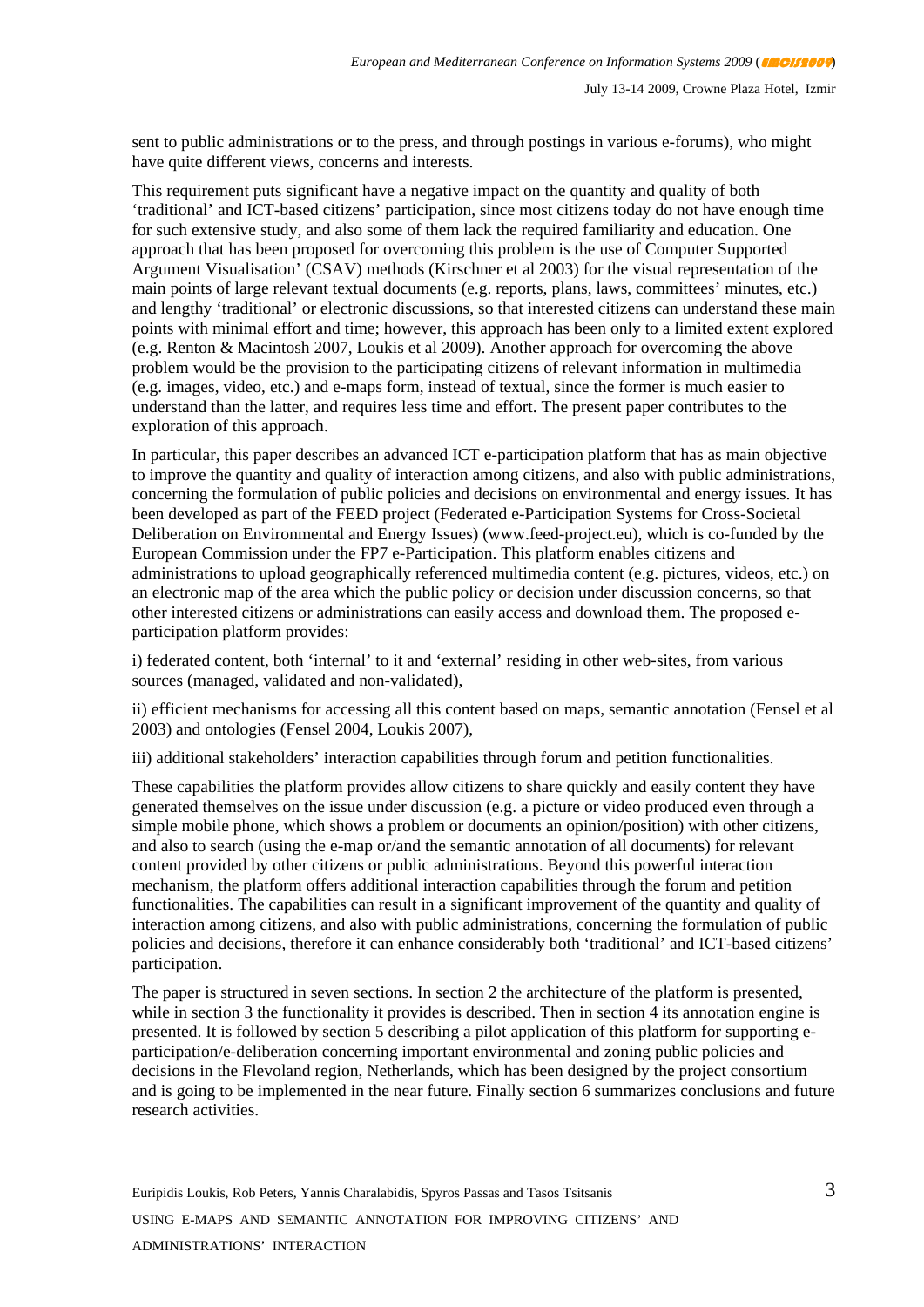sent to public administrations or to the press, and through postings in various e-forums), who might have quite different views, concerns and interests.

This requirement puts significant have a negative impact on the quantity and quality of both 'traditional' and ICT-based citizens' participation, since most citizens today do not have enough time for such extensive study, and also some of them lack the required familiarity and education. One approach that has been proposed for overcoming this problem is the use of Computer Supported Argument Visualisation' (CSAV) methods (Kirschner et al 2003) for the visual representation of the main points of large relevant textual documents (e.g. reports, plans, laws, committees' minutes, etc.) and lengthy 'traditional' or electronic discussions, so that interested citizens can understand these main points with minimal effort and time; however, this approach has been only to a limited extent explored (e.g. Renton & Macintosh 2007, Loukis et al 2009). Another approach for overcoming the above problem would be the provision to the participating citizens of relevant information in multimedia (e.g. images, video, etc.) and e-maps form, instead of textual, since the former is much easier to understand than the latter, and requires less time and effort. The present paper contributes to the exploration of this approach.

In particular, this paper describes an advanced ICT e-participation platform that has as main objective to improve the quantity and quality of interaction among citizens, and also with public administrations, concerning the formulation of public policies and decisions on environmental and energy issues. It has been developed as part of the FEED project (Federated e-Participation Systems for Cross-Societal Deliberation on Environmental and Energy Issues) (www.feed-project.eu), which is co-funded by the European Commission under the FP7 e-Participation. This platform enables citizens and administrations to upload geographically referenced multimedia content (e.g. pictures, videos, etc.) on an electronic map of the area which the public policy or decision under discussion concerns, so that other interested citizens or administrations can easily access and download them. The proposed e-participation platform provides:

i) federated content, both 'internal' to it and 'external' residing in other web-sites, from various sources (managed, validated and non-validated),

ii) efficient mechanisms for accessing all this content based on maps, semantic annotation (Fensel et al 2003) and ontologies (Fensel 2004, Loukis 2007),

iii) additional stakeholders' interaction capabilities through forum and petition functionalities.

These capabilities the platform provides allow citizens to share quickly and easily content they have generated themselves on the issue under discussion (e.g. a picture or video produced even through a simple mobile phone, which shows a problem or documents an opinion/position) with other citizens, and also to search (using the e-map or/and the semantic annotation of all documents) for relevant content provided by other citizens or public administrations. Beyond this powerful interaction mechanism, the platform offers additional interaction capabilities through the forum and petition functionalities. The capabilities can result in a significant improvement of the quantity and quality of interaction among citizens, and also with public administrations, concerning the formulation of public policies and decisions, therefore it can enhance considerably both 'traditional' and ICT-based citizens' participation.

The paper is structured in seven sections. In section 2 the architecture of the platform is presented, while in section 3 the functionality it provides is described. Then in section 4 its annotation engine is presented. It is followed by section 5 describing a pilot application of this platform for supporting e-participation/e-deliberation concerning important environmental and zoning public policies and decisions in the Flevoland region, Netherlands, which has been designed by the project consortium and is going to be implemented in the near future. Finally section 6 summarizes conclusions and future research activities.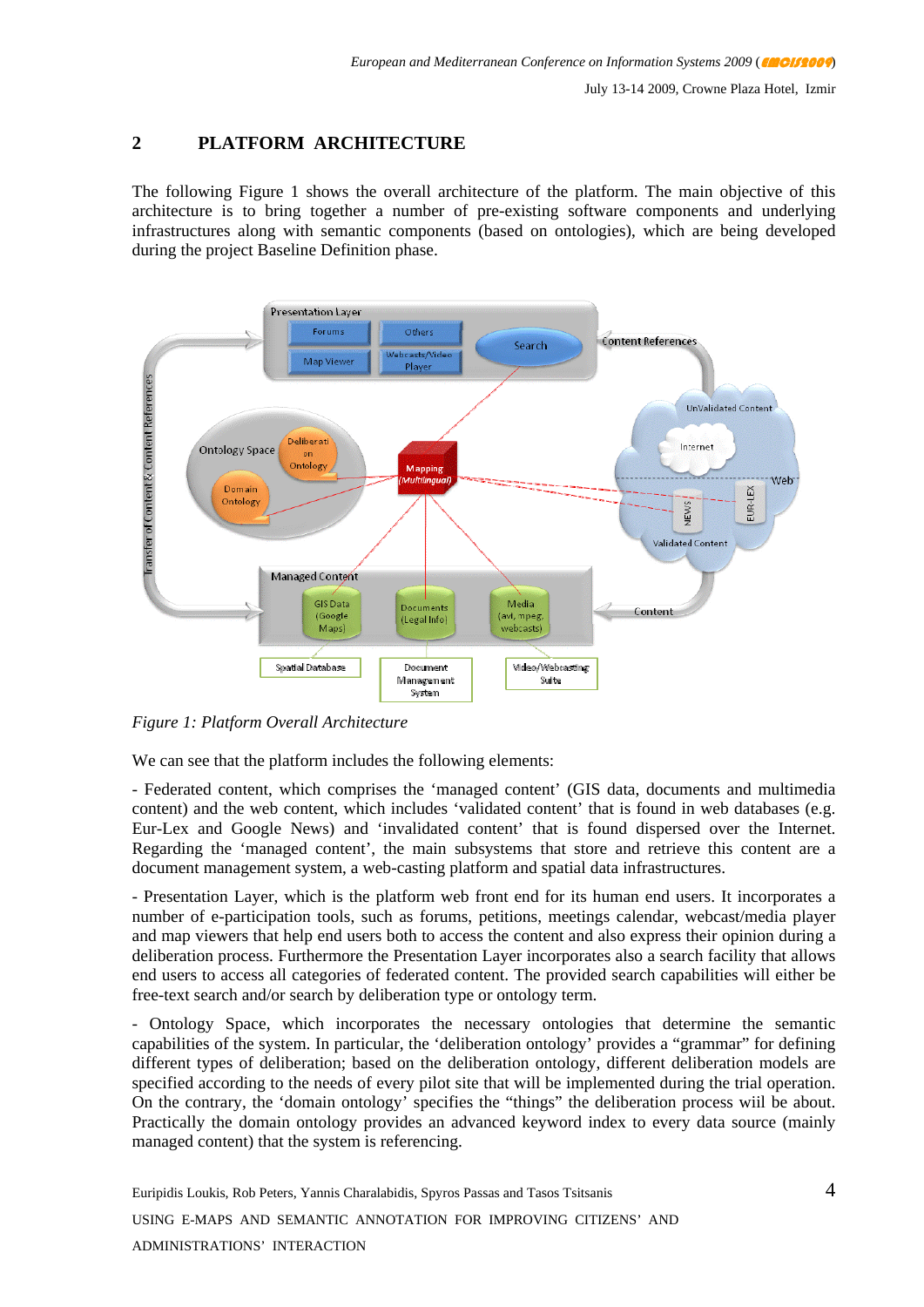## 2 PLATFORM ARCHITECTURE

The following Figure 1 shows the overall architecture of the platform. The main objective of this architecture is to bring together a number of pre-existing software components and underlying infrastructures along with semantic components (based on ontologies), which are being developed during the project Baseline Definition phase.

*Figure 1: Platform Overall Architecture*

We can see that the platform includes the following elements:

- Federated content, which comprises the 'managed content' (GIS data, documents and multimedia content) and the web content, which includes 'validated content' that is found in web databases (e.g. Eur-Lex and Google News) and 'invalidated content' that is found dispersed over the Internet. Regarding the 'managed content', the main subsystems that store and retrieve this content are a document management system, a web-casting platform and spatial data infrastructures.

- Presentation Layer, which is the platform web front end for its human end users. It incorporates a number of e-participation tools, such as forums, petitions, meetings calendar, webcast/media player and map viewers that help end users both to access the content and also express their opinion during a deliberation process. Furthermore the Presentation Layer incorporates also a search facility that allows end users to access all categories of federated content. The provided search capabilities will either be free-text search and/or search by deliberation type or ontology term.

- Ontology Space, which incorporates the necessary ontologies that determine the semantic capabilities of the system. In particular, the 'deliberation ontology' provides a "grammar" for defining different types of deliberation; based on the deliberation ontology, different deliberation models are specified according to the needs of every pilot site that will be implemented during the trial operation. On the contrary, the 'domain ontology' specifies the "things" the deliberation process will be about. Practically the domain ontology provides an advanced keyword index to every data source (mainly managed content) that the system is referencing.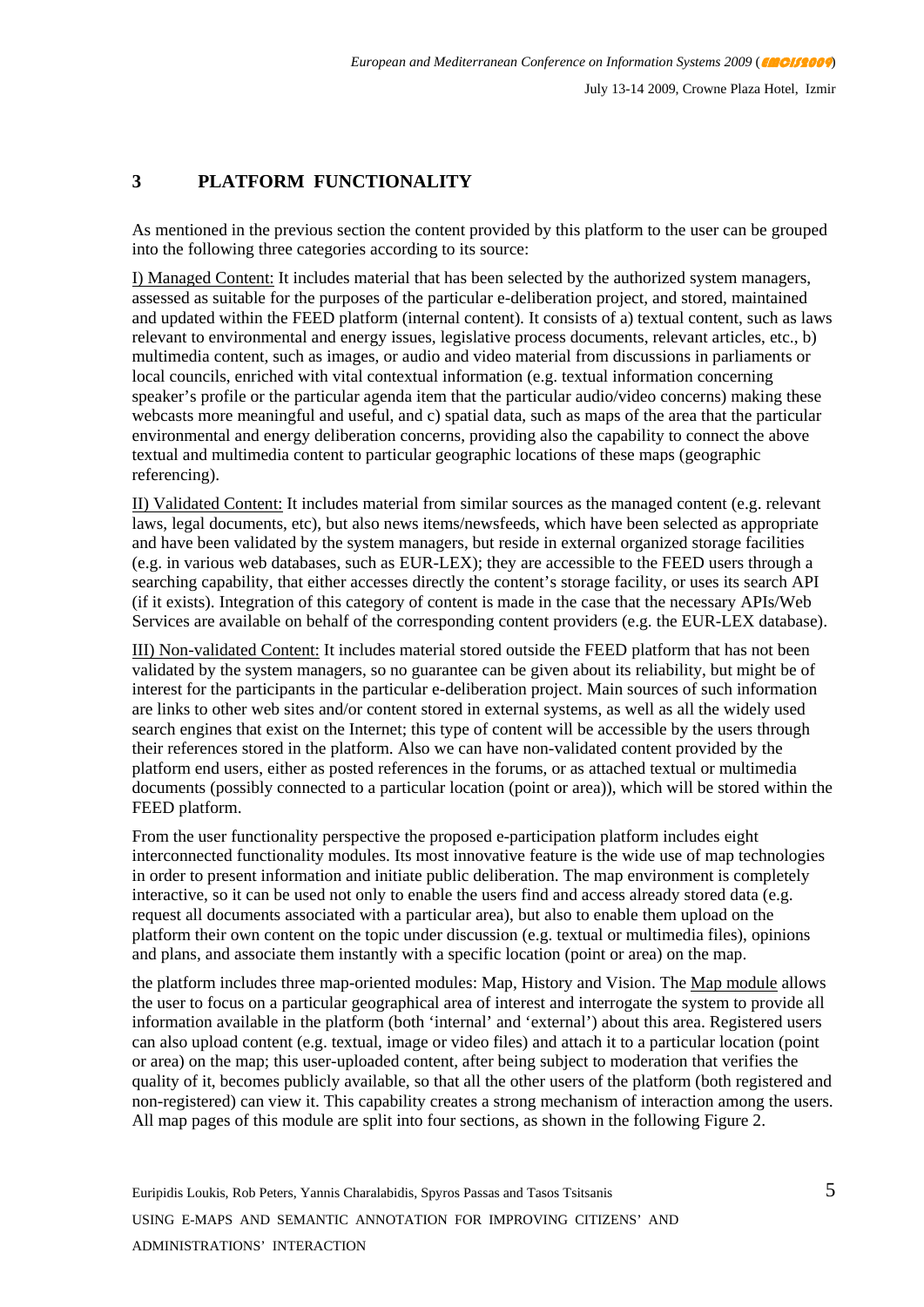## 3 PLATFORM FUNCTIONALITY

As mentioned in the previous section the content provided by this platform to the user can be grouped into the following three categories according to its source:

I) Managed Content: It includes material that has been selected by the authorized system managers, assessed as suitable for the purposes of the particular e-deliberation project, and stored, maintained and updated within the FEED platform (internal content). It consists of a) textual content, such as laws relevant to environmental and energy issues, legislative process documents, relevant articles, etc., b) multimedia content, such as images, or audio and video material from discussions in parliaments or local councils, enriched with vital contextual information (e.g. textual information concerning speaker's profile or the particular agenda item that the particular audio/video concerns) making these webcasts more meaningful and useful, and c) spatial data, such as maps of the area that the particular environmental and energy deliberation concerns, providing also the capability to connect the above textual and multimedia content to particular geographic locations of these maps (geographic referencing).

II) Validated Content: It includes material from similar sources as the managed content (e.g. relevant laws, legal documents, etc), but also news items/newsfeeds, which have been selected as appropriate and have been validated by the system managers, but reside in external organized storage facilities (e.g. in various web databases, such as EUR-LEX); they are accessible to the FEED users through a searching capability, that either accesses directly the content's storage facility, or uses its search API (if it exists). Integration of this category of content is made in the case that the necessary APIs/Web Services are available on behalf of the corresponding content providers (e.g. the EUR-LEX database).

III) Non-validated Content: It includes material stored outside the FEED platform that has not been validated by the system managers, so no guarantee can be given about its reliability, but might be of interest for the participants in the particular e-deliberation project. Main sources of such information are links to other web sites and/or content stored in external systems, as well as all the widely used search engines that exist on the Internet; this type of content will be accessible by the users through their references stored in the platform. Also we can have non-validated content provided by the platform end users, either as posted references in the forums, or as attached textual or multimedia documents (possibly connected to a particular location (point or area)), which will be stored within the FEED platform.

From the user functionality perspective the proposed e-participation platform includes eight interconnected functionality modules. Its most innovative feature is the wide use of map technologies in order to present information and initiate public deliberation. The map environment is completely interactive, so it can be used not only to enable the users find and access already stored data (e.g. request all documents associated with a particular area), but also to enable them upload on the platform their own content on the topic under discussion (e.g. textual or multimedia files), opinions and plans, and associate them instantly with a specific location (point or area) on the map.

the platform includes three map-oriented modules: Map, History and Vision. The Map module allows the user to focus on a particular geographical area of interest and interrogate the system to provide all information available in the platform (both 'internal' and 'external') about this area. Registered users can also upload content (e.g. textual, image or video files) and attach it to a particular location (point or area) on the map; this user-uploaded content, after being subject to moderation that verifies the quality of it, becomes publicly available, so that all the other users of the platform (both registered and non-registered) can view it. This capability creates a strong mechanism of interaction among the users. All map pages of this module are split into four sections, as shown in the following Figure 2.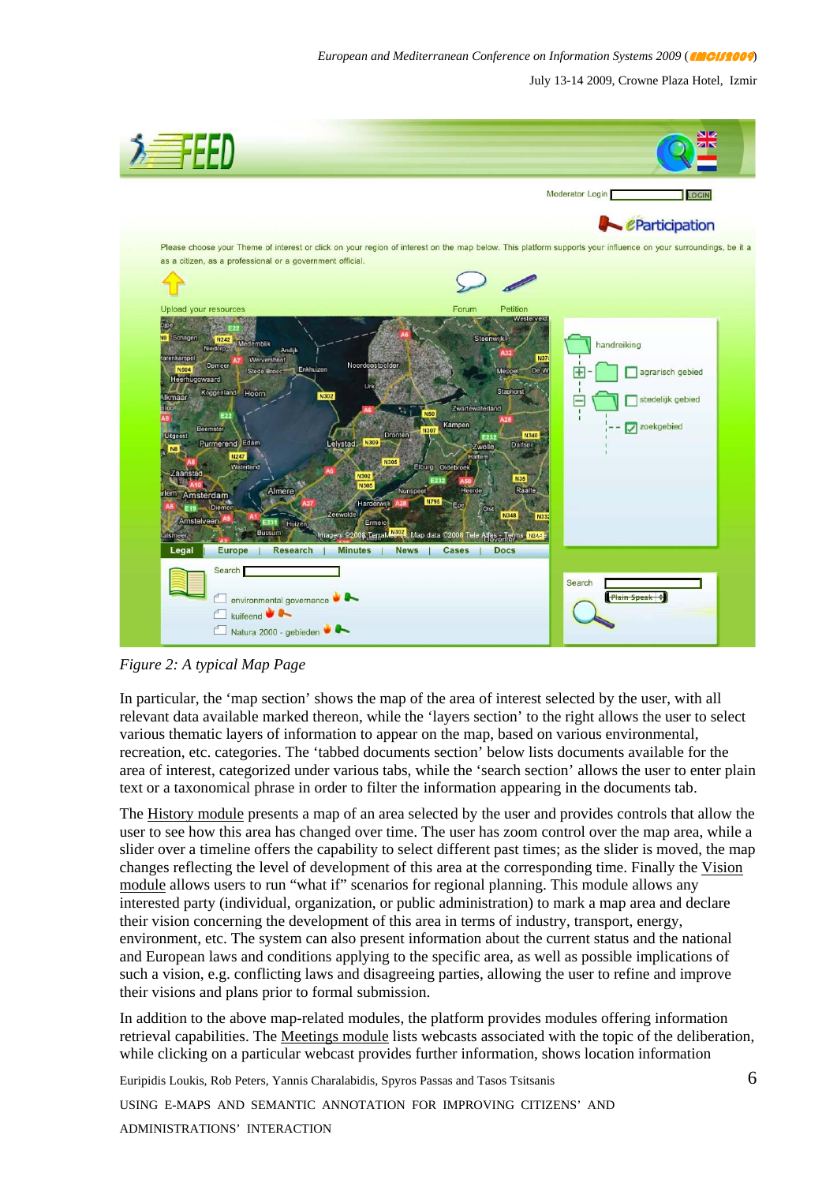*Figure 2: A typical Map Page*

In particular, the ‘map section’ shows the map of the area of interest selected by the user, with all relevant data available marked thereon, while the ‘layers section’ to the right allows the user to select various thematic layers of information to appear on the map, based on various environmental, recreation, etc. categories. The ‘tabbed documents section’ below lists documents available for the area of interest, categorized under various tabs, while the ‘search section’ allows the user to enter plain text or a taxonomical phrase in order to filter the information appearing in the documents tab.

The History module presents a map of an area selected by the user and provides controls that allow the user to see how this area has changed over time. The user has zoom control over the map area, while a slider over a timeline offers the capability to select different past times; as the slider is moved, the map changes reflecting the level of development of this area at the corresponding time. Finally the Vision module allows users to run “what if” scenarios for regional planning. This module allows any interested party (individual, organization, or public administration) to mark a map area and declare their vision concerning the development of this area in terms of industry, transport, energy, environment, etc. The system can also present information about the current status and the national and European laws and conditions applying to the specific area, as well as possible implications of such a vision, e.g. conflicting laws and disagreeing parties, allowing the user to refine and improve their visions and plans prior to formal submission.

In addition to the above map-related modules, the platform provides modules offering information retrieval capabilities. The Meetings module lists webcasts associated with the topic of the deliberation, while clicking on a particular webcast provides further information, shows location information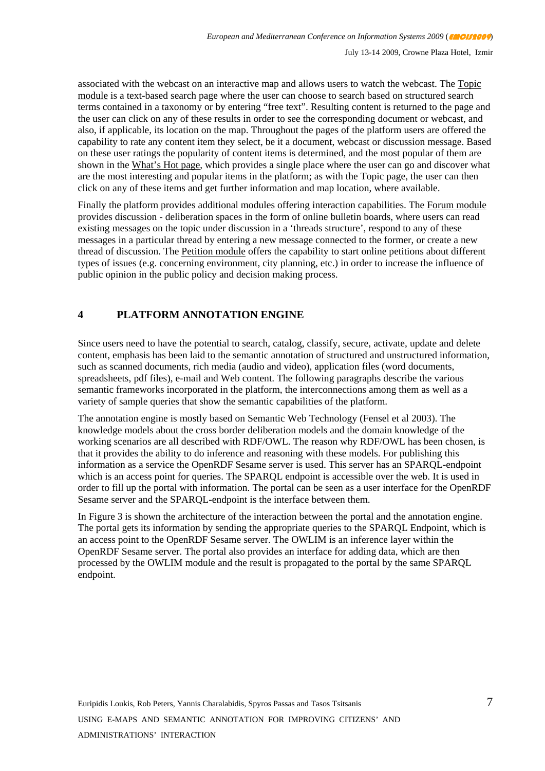associated with the webcast on an interactive map and allows users to watch the webcast. The Topic module is a text-based search page where the user can choose to search based on structured search terms contained in a taxonomy or by entering "free text". Resulting content is returned to the page and the user can click on any of these results in order to see the corresponding document or webcast, and also, if applicable, its location on the map. Throughout the pages of the platform users are offered the capability to rate any content item they select, be it a document, webcast or discussion message. Based on these user ratings the popularity of content items is determined, and the most popular of them are shown in the What's Hot page, which provides a single place where the user can go and discover what are the most interesting and popular items in the platform; as with the Topic page, the user can then click on any of these items and get further information and map location, where available.

Finally the platform provides additional modules offering interaction capabilities. The Forum module provides discussion - deliberation spaces in the form of online bulletin boards, where users can read existing messages on the topic under discussion in a 'threads structure', respond to any of these messages in a particular thread by entering a new message connected to the former, or create a new thread of discussion. The Petition module offers the capability to start online petitions about different types of issues (e.g. concerning environment, city planning, etc.) in order to increase the influence of public opinion in the public policy and decision making process.

# 4 PLATFORM ANNOTATION ENGINE

Since users need to have the potential to search, catalog, classify, secure, activate, update and delete content, emphasis has been laid to the semantic annotation of structured and unstructured information, such as scanned documents, rich media (audio and video), application files (word documents, spreadsheets, pdf files), e-mail and Web content. The following paragraphs describe the various semantic frameworks incorporated in the platform, the interconnections among them as well as a variety of sample queries that show the semantic capabilities of the platform.

The annotation engine is mostly based on Semantic Web Technology (Fensel et al 2003). The knowledge models about the cross border deliberation models and the domain knowledge of the working scenarios are all described with RDF/OWL. The reason why RDF/OWL has been chosen, is that it provides the ability to do inference and reasoning with these models. For publishing this information as a service the OpenRDF Sesame server is used. This server has an SPARQL-endpoint which is an access point for queries. The SPARQL endpoint is accessible over the web. It is used in order to fill up the portal with information. The portal can be seen as a user interface for the OpenRDF Sesame server and the SPARQL-endpoint is the interface between them.

In Figure 3 is shown the architecture of the interaction between the portal and the annotation engine. The portal gets its information by sending the appropriate queries to the SPARQL Endpoint, which is an access point to the OpenRDF Sesame server. The OWLIM is an inference layer within the OpenRDF Sesame server. The portal also provides an interface for adding data, which are then processed by the OWLIM module and the result is propagated to the portal by the same SPARQL endpoint.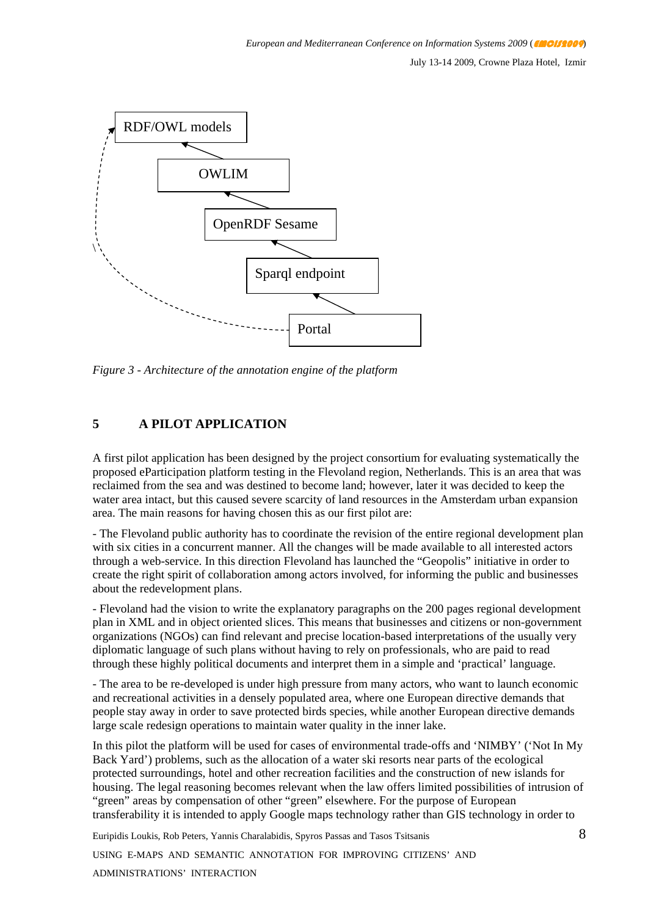RDF/OWL models

OWLIM

OpenRDF Sesame

Sparql endpoint

Portal

*Figure 3 - Architecture of the annotation engine of the platform*

## 5 A PILOT APPLICATION

A first pilot application has been designed by the project consortium for evaluating systematically the proposed eParticipation platform testing in the Flevoland region, Netherlands. This is an area that was reclaimed from the sea and was destined to become land; however, later it was decided to keep the water area intact, but this caused severe scarcity of land resources in the Amsterdam urban expansion area. The main reasons for having chosen this as our first pilot are:

- The Flevoland public authority has to coordinate the revision of the entire regional development plan with six cities in a concurrent manner. All the changes will be made available to all interested actors through a web-service. In this direction Flevoland has launched the "Geopolis" initiative in order to create the right spirit of collaboration among actors involved, for informing the public and businesses about the redevelopment plans.

- Flevoland had the vision to write the explanatory paragraphs on the 200 pages regional development plan in XML and in object oriented slices. This means that businesses and citizens or non-government organizations (NGOs) can find relevant and precise location-based interpretations of the usually very diplomatic language of such plans without having to rely on professionals, who are paid to read through these highly political documents and interpret them in a simple and 'practical' language.

- The area to be re-developed is under high pressure from many actors, who want to launch economic and recreational activities in a densely populated area, where one European directive demands that people stay away in order to save protected birds species, while another European directive demands large scale redesign operations to maintain water quality in the inner lake.

In this pilot the platform will be used for cases of environmental trade-offs and 'NIMBY' ('Not In My Back Yard') problems, such as the allocation of a water ski resorts near parts of the ecological protected surroundings, hotel and other recreation facilities and the construction of new islands for housing. The legal reasoning becomes relevant when the law offers limited possibilities of intrusion of "green" areas by compensation of other "green" elsewhere. For the purpose of European transferability it is intended to apply Google maps technology rather than GIS technology in order to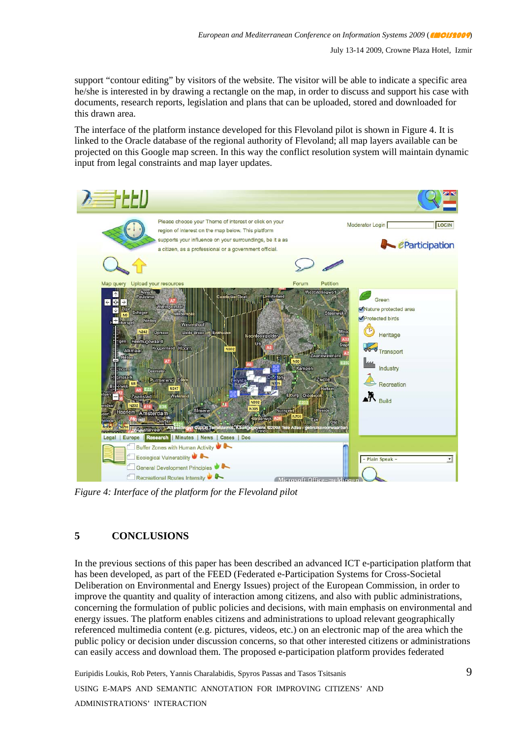support "contour editing" by visitors of the website. The visitor will be able to indicate a specific area he/she is interested in by drawing a rectangle on the map, in order to discuss and support his case with documents, research reports, legislation and plans that can be uploaded, stored and downloaded for this drawn area.

The interface of the platform instance developed for this Flevoland pilot is shown in Figure 4. It is linked to the Oracle database of the regional authority of Flevoland; all map layers available can be projected on this Google map screen. In this way the conflict resolution system will maintain dynamic input from legal constraints and map layer updates.

*Figure 4: Interface of the platform for the Flevoland pilot*

## 5 CONCLUSIONS

In the previous sections of this paper has been described an advanced ICT e-participation platform that has been developed, as part of the FEED (Federated e-Participation Systems for Cross-Societal Deliberation on Environmental and Energy Issues) project of the European Commission, in order to improve the quantity and quality of interaction among citizens, and also with public administrations, concerning the formulation of public policies and decisions, with main emphasis on environmental and energy issues. The platform enables citizens and administrations to upload relevant geographically referenced multimedia content (e.g. pictures, videos, etc.) on an electronic map of the area which the public policy or decision under discussion concerns, so that other interested citizens or administrations can easily access and download them. The proposed e-participation platform provides federated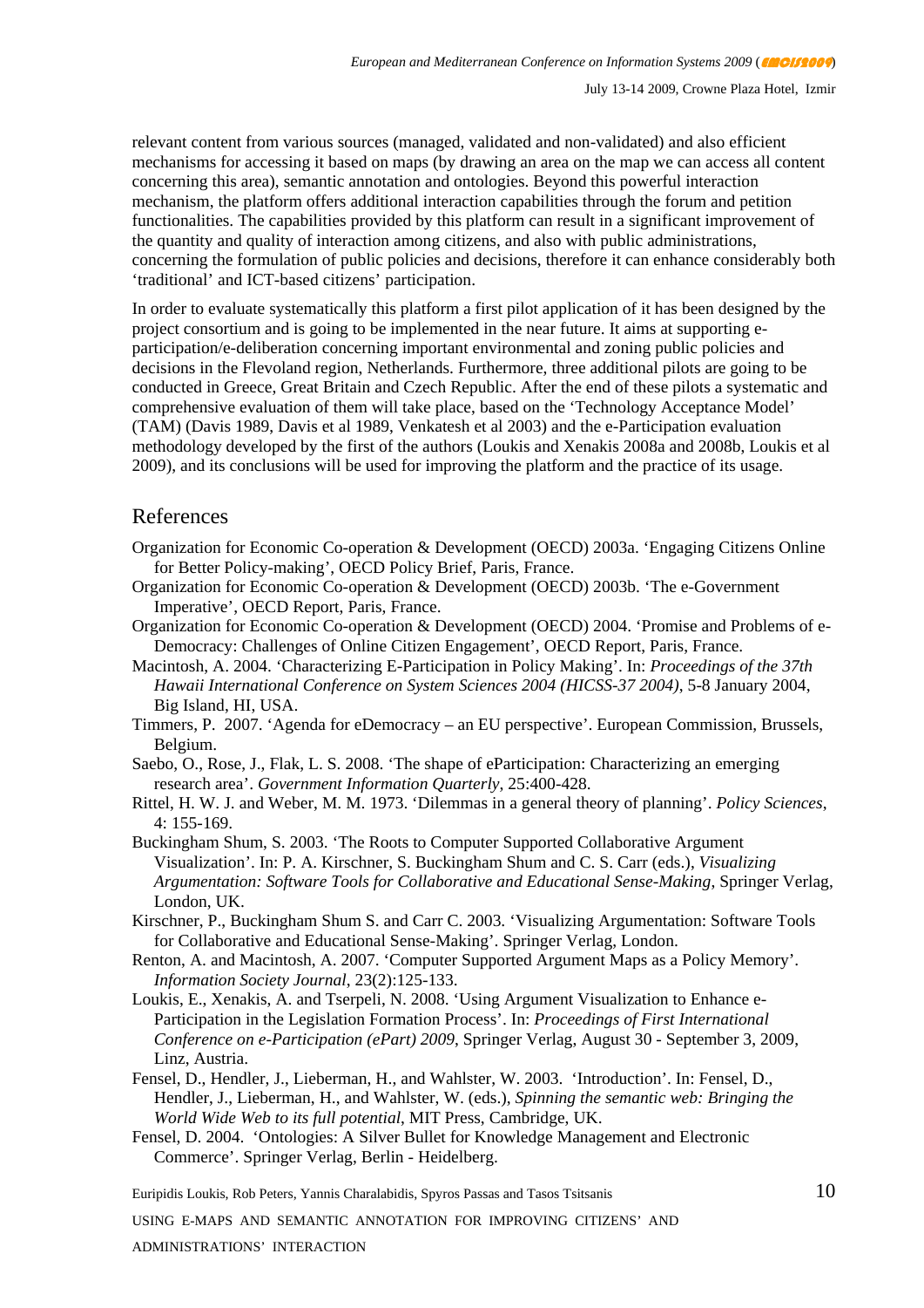relevant content from various sources (managed, validated and non-validated) and also efficient mechanisms for accessing it based on maps (by drawing an area on the map we can access all content concerning this area), semantic annotation and ontologies. Beyond this powerful interaction mechanism, the platform offers additional interaction capabilities through the forum and petition functionalities. The capabilities provided by this platform can result in a significant improvement of the quantity and quality of interaction among citizens, and also with public administrations, concerning the formulation of public policies and decisions, therefore it can enhance considerably both 'traditional' and ICT-based citizens' participation.

In order to evaluate systematically this platform a first pilot application of it has been designed by the project consortium and is going to be implemented in the near future. It aims at supporting e-participation/e-deliberation concerning important environmental and zoning public policies and decisions in the Flevoland region, Netherlands. Furthermore, three additional pilots are going to be conducted in Greece, Great Britain and Czech Republic. After the end of these pilots a systematic and comprehensive evaluation of them will take place, based on the 'Technology Acceptance Model' (TAM) (Davis 1989, Davis et al 1989, Venkatesh et al 2003) and the e-Participation evaluation methodology developed by the first of the authors (Loukis and Xenakis 2008a and 2008b, Loukis et al 2009), and its conclusions will be used for improving the platform and the practice of its usage.

## References

Organization for Economic Co-operation & Development (OECD) 2003a. 'Engaging Citizens Online for Better Policy-making', OECD Policy Brief, Paris, France.

Organization for Economic Co-operation & Development (OECD) 2003b. 'The e-Government Imperative', OECD Report, Paris, France.

Organization for Economic Co-operation & Development (OECD) 2004. 'Promise and Problems of e-Democracy: Challenges of Online Citizen Engagement', OECD Report, Paris, France.

Macintosh, A. 2004. 'Characterizing E-Participation in Policy Making'. In: *Proceedings of the 37th Hawaii International Conference on System Sciences 2004 (HICSS-37 2004)*, 5-8 January 2004, Big Island, HI, USA.

Timmers, P. 2007. 'Agenda for eDemocracy – an EU perspective'. European Commission, Brussels, Belgium.

Saebo, O., Rose, J., Flak, L. S. 2008. 'The shape of eParticipation: Characterizing an emerging research area'. *Government Information Quarterly*, 25:400-428.

Rittel, H. W. J. and Weber, M. M. 1973. 'Dilemmas in a general theory of planning'. *Policy Sciences*, 4: 155-169.

Buckingham Shum, S. 2003. 'The Roots to Computer Supported Collaborative Argument Visualization'. In: P. A. Kirschner, S. Buckingham Shum and C. S. Carr (eds.), *Visualizing Argumentation: Software Tools for Collaborative and Educational Sense-Making*, Springer Verlag, London, UK.

Kirschner, P., Buckingham Shum S. and Carr C. 2003. 'Visualizing Argumentation: Software Tools for Collaborative and Educational Sense-Making'. Springer Verlag, London.

Renton, A. and Macintosh, A. 2007. 'Computer Supported Argument Maps as a Policy Memory'. *Information Society Journal*, 23(2):125-133.

Loukis, E., Xenakis, A. and Tserpeli, N. 2008. 'Using Argument Visualization to Enhance e-Participation in the Legislation Formation Process'. In: *Proceedings of First International Conference on e-Participation (ePart) 2009*, Springer Verlag, August 30 - September 3, 2009, Linz, Austria.

Fensel, D., Hendler, J., Lieberman, H., and Wahlster, W. 2003. 'Introduction'. In: Fensel, D., Hendler, J., Lieberman, H., and Wahlster, W. (eds.), *Spinning the semantic web: Bringing the World Wide Web to its full potential*, MIT Press, Cambridge, UK.

Fensel, D. 2004. 'Ontologies: A Silver Bullet for Knowledge Management and Electronic Commerce'. Springer Verlag, Berlin - Heidelberg.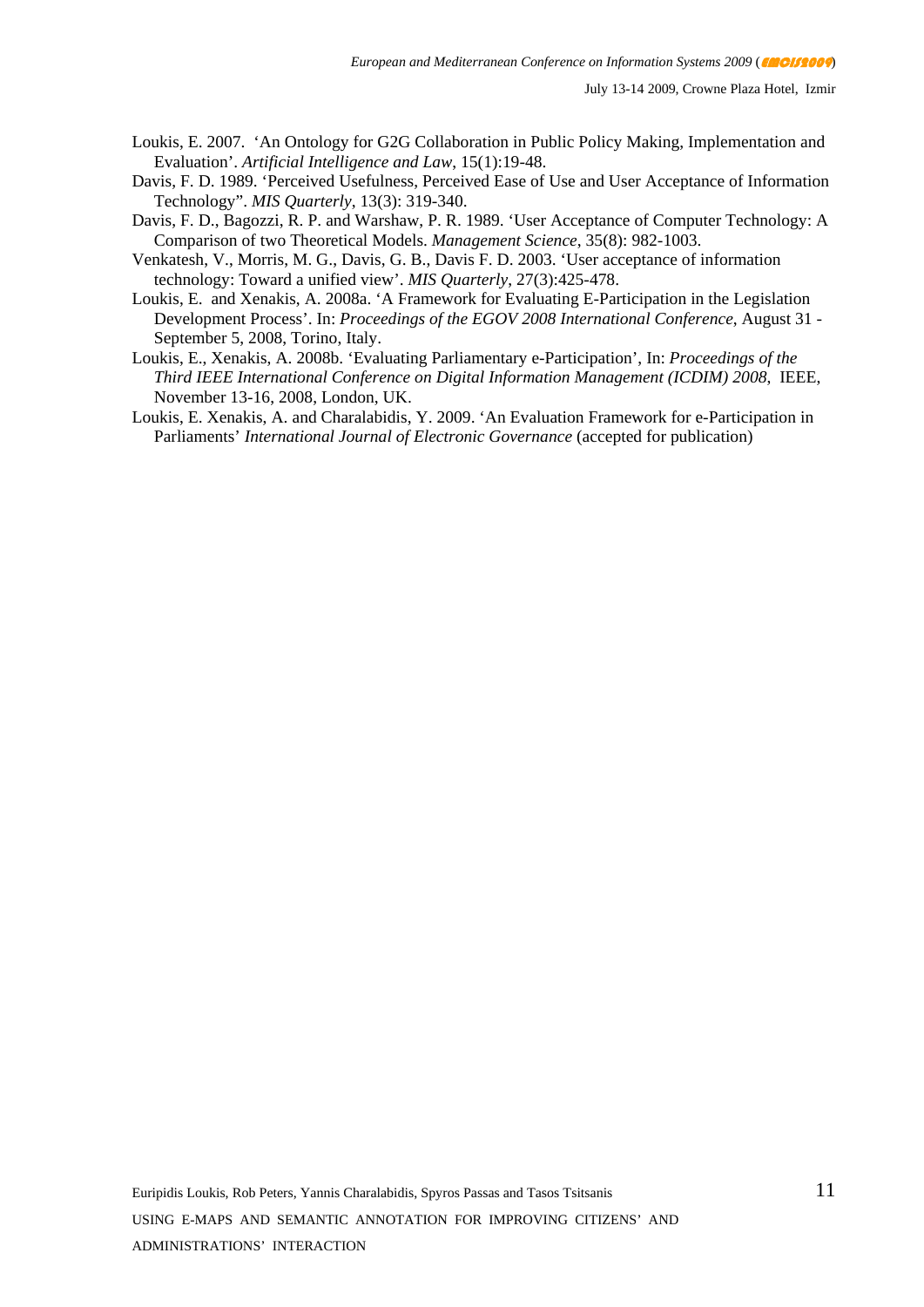Loukis, E. 2007. 'An Ontology for G2G Collaboration in Public Policy Making, Implementation and Evaluation'. *Artificial Intelligence and Law*, 15(1):19-48.

Davis, F. D. 1989. 'Perceived Usefulness, Perceived Ease of Use and User Acceptance of Information Technology". *MIS Quarterly*, 13(3): 319-340.

Davis, F. D., Bagozzi, R. P. and Warshaw, P. R. 1989. 'User Acceptance of Computer Technology: A Comparison of two Theoretical Models. *Management Science*, 35(8): 982-1003.

Venkatesh, V., Morris, M. G., Davis, G. B., Davis F. D. 2003. 'User acceptance of information technology: Toward a unified view'. *MIS Quarterly*, 27(3):425-478.

Loukis, E. and Xenakis, A. 2008a. 'A Framework for Evaluating E-Participation in the Legislation Development Process'. In: *Proceedings of the EGOV 2008 International Conference*, August 31 - September 5, 2008, Torino, Italy.

Loukis, E., Xenakis, A. 2008b. 'Evaluating Parliamentary e-Participation', In: *Proceedings of the Third IEEE International Conference on Digital Information Management (ICDIM) 2008*, IEEE, November 13-16, 2008, London, UK.

Loukis, E. Xenakis, A. and Charalabidis, Y. 2009. 'An Evaluation Framework for e-Participation in Parliaments' *International Journal of Electronic Governance* (accepted for publication)